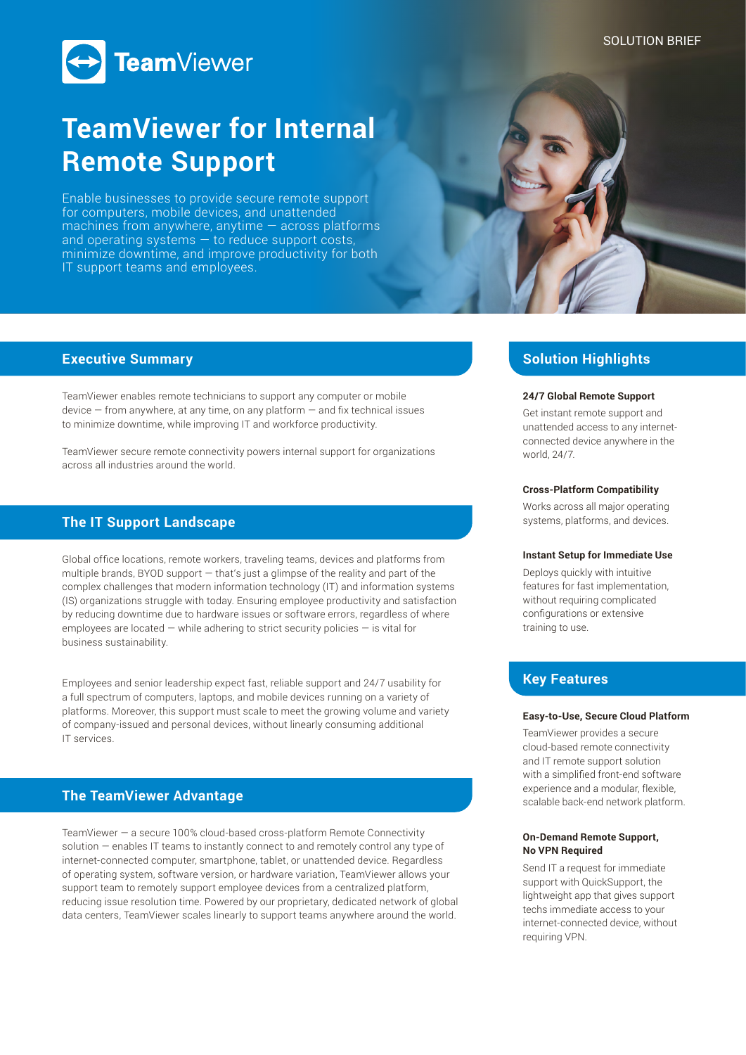SOLUTION BRIEF

# TeamViewer for Internal Remote Support

Enable businesses to provide secure remote support for computers, mobile devices, and unattended machines from anywhere, anytime — across platforms and operating systems — to reduce support costs, minimize downtime, and improve productivity for both IT support teams and employees.

## Executive Summary

TeamViewer enables remote technicians to support any computer or mobile device — from anywhere, at any time, on any platform — and fix technical issues to minimize downtime, while improving IT and workforce productivity.

TeamViewer secure remote connectivity powers internal support for organizations across all industries around the world.

## The IT Support Landscape

Global office locations, remote workers, traveling teams, devices and platforms from multiple brands, BYOD support — that's just a glimpse of the reality and part of the complex challenges that modern information technology (IT) and information systems (IS) organizations struggle with today. Ensuring employee productivity and satisfaction by reducing downtime due to hardware issues or software errors, regardless of where employees are located — while adhering to strict security policies — is vital for business sustainability.

Employees and senior leadership expect fast, reliable support and 24/7 usability for a full spectrum of computers, laptops, and mobile devices running on a variety of platforms. Moreover, this support must scale to meet the growing volume and variety of company-issued and personal devices, without linearly consuming additional IT services.

## The TeamViewer Advantage

TeamViewer — a secure 100% cloud-based cross-platform Remote Connectivity solution — enables IT teams to instantly connect to and remotely control any type of internet-connected computer, smartphone, tablet, or unattended device. Regardless of operating system, software version, or hardware variation, TeamViewer allows your support team to remotely support employee devices from a centralized platform, reducing issue resolution time. Powered by our proprietary, dedicated network of global data centers, TeamViewer scales linearly to support teams anywhere around the world.

## Solution Highlights

**24/7 Global Remote Support**

Get instant remote support and unattended access to any internet-connected device anywhere in the world, 24/7.

**Cross-Platform Compatibility**

Works across all major operating systems, platforms, and devices.

**Instant Setup for Immediate Use**

Deploys quickly with intuitive features for fast implementation, without requiring complicated configurations or extensive training to use.

## Key Features

**Easy-to-Use, Secure Cloud Platform**

TeamViewer provides a secure cloud-based remote connectivity and IT remote support solution with a simplified front-end software experience and a modular, flexible, scalable back-end network platform.

**On-Demand Remote Support, No VPN Required**

Send IT a request for immediate support with QuickSupport, the lightweight app that gives support techs immediate access to your internet-connected device, without requiring VPN.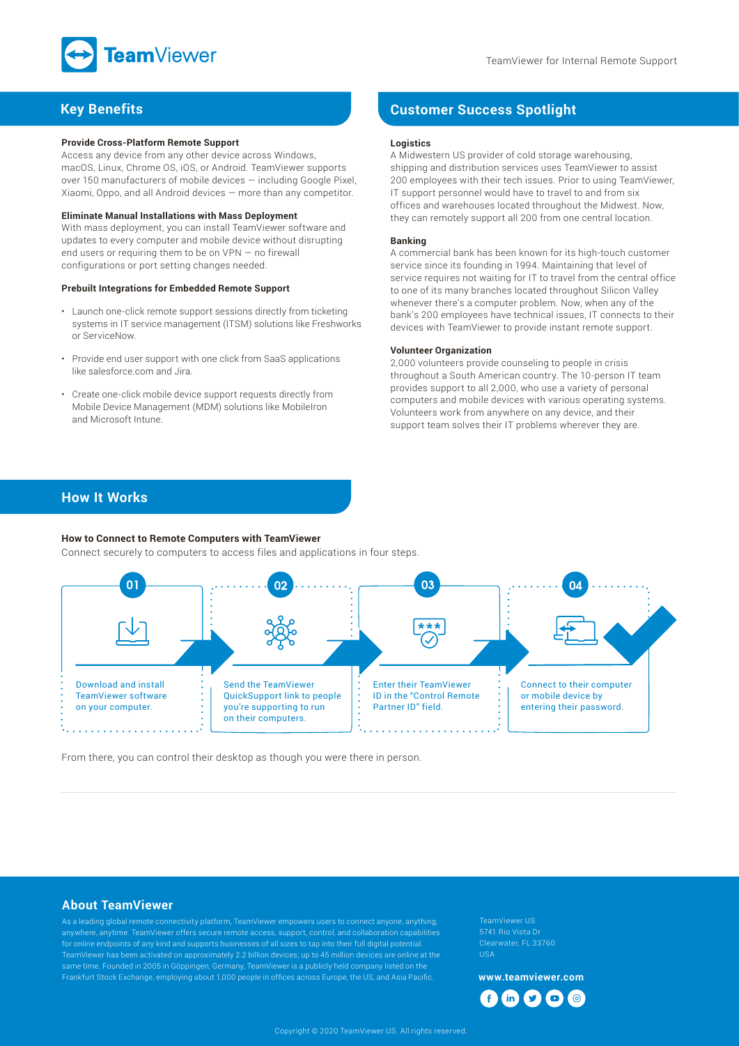## Key Benefits

**Provide Cross-Platform Remote Support**

Access any device from any other device across Windows, macOS, Linux, Chrome OS, iOS, or Android. TeamViewer supports over 150 manufacturers of mobile devices — including Google Pixel, Xiaomi, Oppo, and all Android devices — more than any competitor.

**Eliminate Manual Installations with Mass Deployment**

With mass deployment, you can install TeamViewer software and updates to every computer and mobile device without disrupting end users or requiring them to be on VPN — no firewall configurations or port setting changes needed.

**Prebuilt Integrations for Embedded Remote Support**

- Launch one-click remote support sessions directly from ticketing systems in IT service management (ITSM) solutions like Freshworks or ServiceNow.
- Provide end user support with one click from SaaS applications like salesforce.com and Jira.
- Create one-click mobile device support requests directly from Mobile Device Management (MDM) solutions like MobileIron and Microsoft Intune.

## Customer Success Spotlight

**Logistics**

A Midwestern US provider of cold storage warehousing, shipping and distribution services uses TeamViewer to assist 200 employees with their tech issues. Prior to using TeamViewer, IT support personnel would have to travel to and from six offices and warehouses located throughout the Midwest. Now, they can remotely support all 200 from one central location.

**Banking**

A commercial bank has been known for its high-touch customer service since its founding in 1994. Maintaining that level of service requires not waiting for IT to travel from the central office to one of its many branches located throughout Silicon Valley whenever there's a computer problem. Now, when any of the bank's 200 employees have technical issues, IT connects to their devices with TeamViewer to provide instant remote support.

**Volunteer Organization**

2,000 volunteers provide counseling to people in crisis throughout a South American country. The 10-person IT team provides support to all 2,000, who use a variety of personal computers and mobile devices with various operating systems. Volunteers work from anywhere on any device, and their support team solves their IT problems wherever they are.

## How It Works

**How to Connect to Remote Computers with TeamViewer**

Connect securely to computers to access files and applications in four steps.

01 Download and install TeamViewer software on your computer.

02 Send the TeamViewer QuickSupport link to people you're supporting to run on their computers.

03 Enter their TeamViewer ID in the "Control Remote Partner ID" field.

04 Connect to their computer or mobile device by entering their password.

From there, you can control their desktop as though you were there in person.

## About TeamViewer

As a leading global remote connectivity platform, TeamViewer empowers users to connect anyone, anything, anywhere, anytime. TeamViewer offers secure remote access, support, control, and collaboration capabilities for online endpoints of any kind and supports businesses of all sizes to tap into their full digital potential. TeamViewer has been activated on approximately 2.2 billion devices; up to 45 million devices are online at the same time. Founded in 2005 in Göppingen, Germany, TeamViewer is a publicly held company listed on the Frankfurt Stock Exchange, employing about 1,000 people in offices across Europe, the US, and Asia Pacific.

TeamViewer US
5741 Rio Vista Dr
Clearwater, FL 33760
USA

**www.teamviewer.com**

Copyright © 2020 TeamViewer US. All rights reserved.